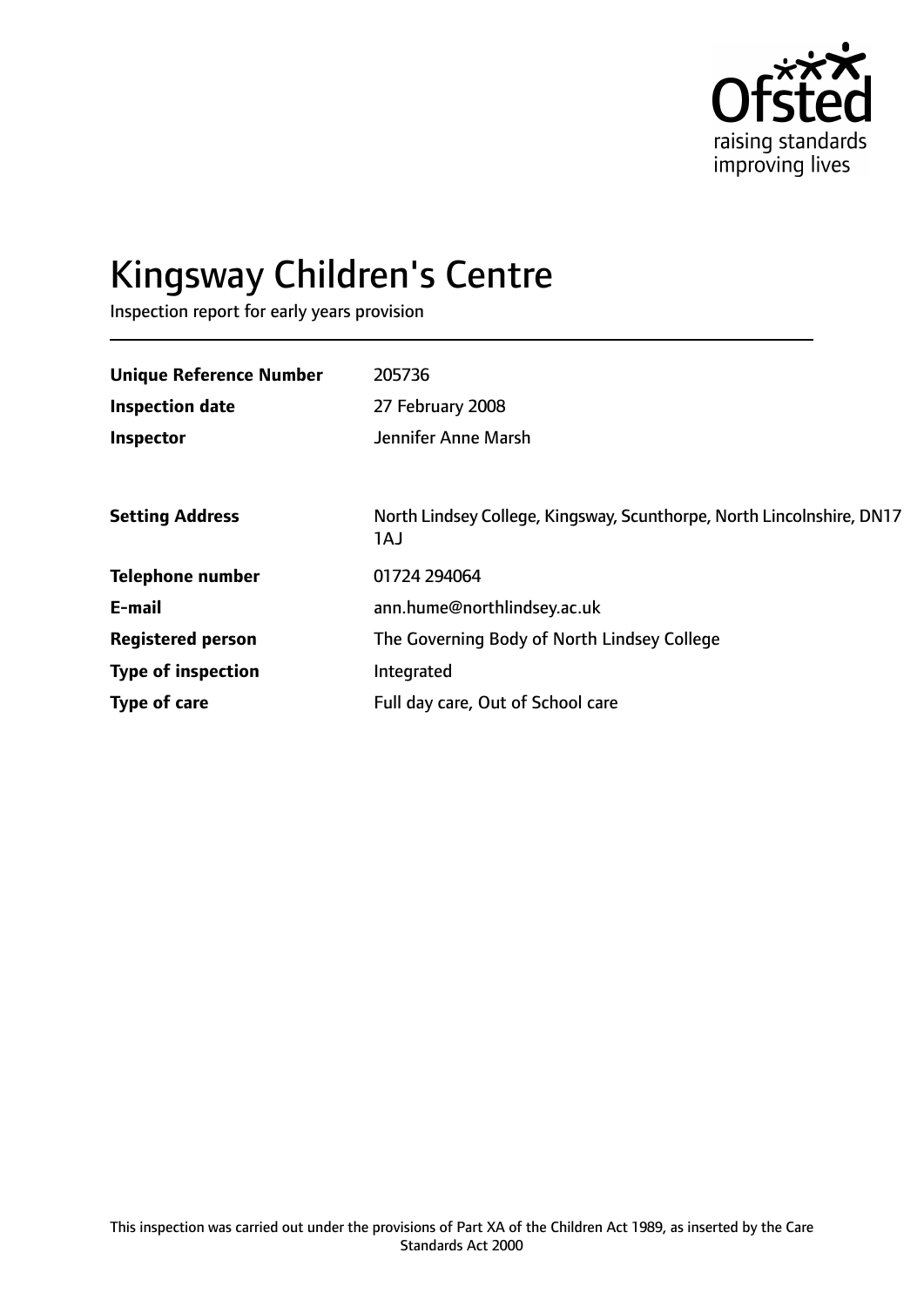Ofsted
raising standards
improving lives

# Kingsway Children's Centre

Inspection report for early years provision

| | |
|---|---|
| **Unique Reference Number** | 205736 |
| **Inspection date** | 27 February 2008 |
| **Inspector** | Jennifer Anne Marsh |
| | |
| **Setting Address** | North Lindsey College, Kingsway, Scunthorpe, North Lincolnshire, DN17 1AJ |
| **Telephone number** | 01724 294064 |
| **E-mail** | ann.hume@northlindsey.ac.uk |
| **Registered person** | The Governing Body of North Lindsey College |
| **Type of inspection** | Integrated |
| **Type of care** | Full day care, Out of School care |

This inspection was carried out under the provisions of Part XA of the Children Act 1989, as inserted by the Care Standards Act 2000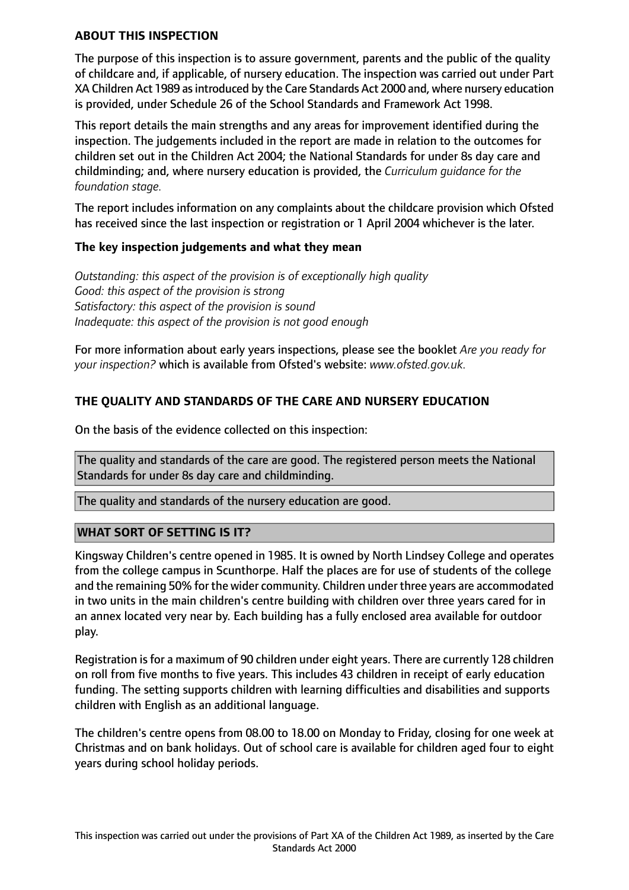**ABOUT THIS INSPECTION**

The purpose of this inspection is to assure government, parents and the public of the quality of childcare and, if applicable, of nursery education. The inspection was carried out under Part XA Children Act 1989 as introduced by the Care Standards Act 2000 and, where nursery education is provided, under Schedule 26 of the School Standards and Framework Act 1998.

This report details the main strengths and any areas for improvement identified during the inspection. The judgements included in the report are made in relation to the outcomes for children set out in the Children Act 2004; the National Standards for under 8s day care and childminding; and, where nursery education is provided, the *Curriculum guidance for the foundation stage.*

The report includes information on any complaints about the childcare provision which Ofsted has received since the last inspection or registration or 1 April 2004 whichever is the later.

**The key inspection judgements and what they mean**

*Outstanding: this aspect of the provision is of exceptionally high quality*
*Good: this aspect of the provision is strong*
*Satisfactory: this aspect of the provision is sound*
*Inadequate: this aspect of the provision is not good enough*

For more information about early years inspections, please see the booklet *Are you ready for your inspection?* which is available from Ofsted's website: *www.ofsted.gov.uk.*

**THE QUALITY AND STANDARDS OF THE CARE AND NURSERY EDUCATION**

On the basis of the evidence collected on this inspection:

The quality and standards of the care are good. The registered person meets the National Standards for under 8s day care and childminding.

The quality and standards of the nursery education are good.

**WHAT SORT OF SETTING IS IT?**

Kingsway Children's centre opened in 1985. It is owned by North Lindsey College and operates from the college campus in Scunthorpe. Half the places are for use of students of the college and the remaining 50% for the wider community. Children under three years are accommodated in two units in the main children's centre building with children over three years cared for in an annex located very near by. Each building has a fully enclosed area available for outdoor play.

Registration is for a maximum of 90 children under eight years. There are currently 128 children on roll from five months to five years. This includes 43 children in receipt of early education funding. The setting supports children with learning difficulties and disabilities and supports children with English as an additional language.

The children's centre opens from 08.00 to 18.00 on Monday to Friday, closing for one week at Christmas and on bank holidays. Out of school care is available for children aged four to eight years during school holiday periods.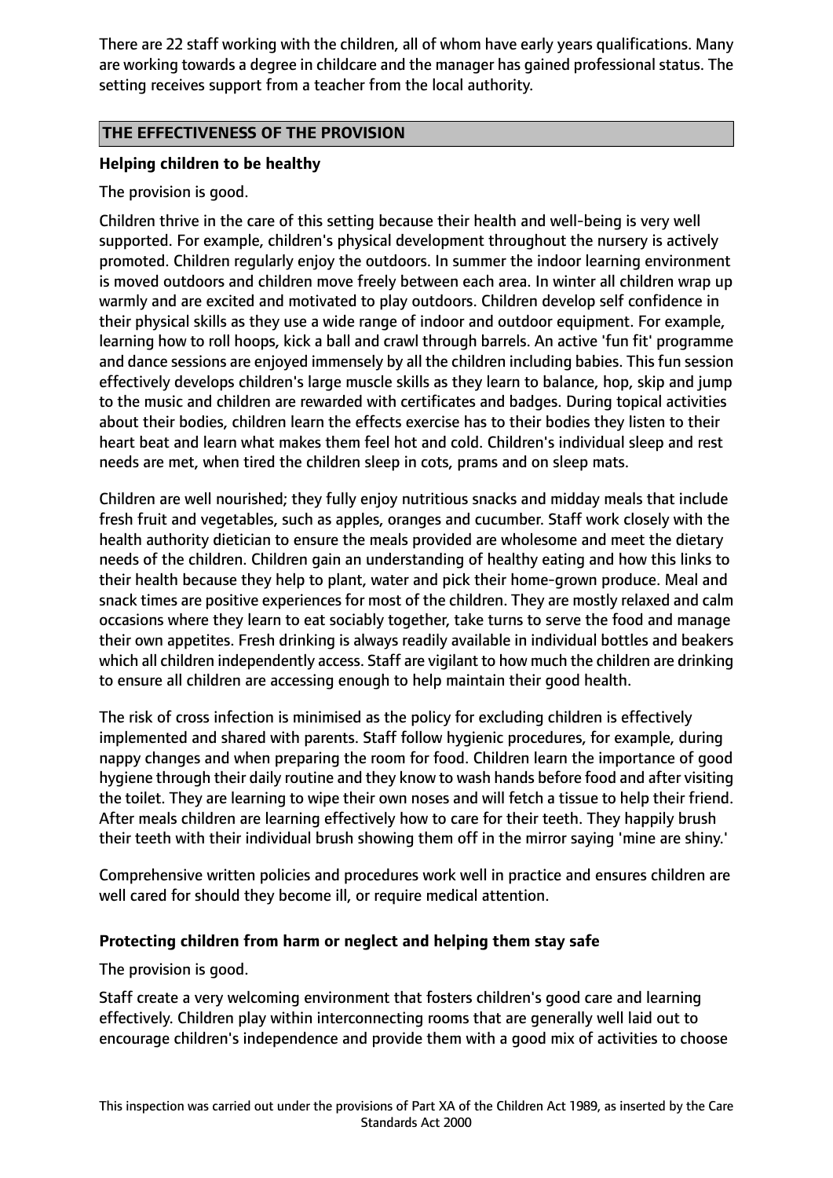There are 22 staff working with the children, all of whom have early years qualifications. Many are working towards a degree in childcare and the manager has gained professional status. The setting receives support from a teacher from the local authority.

## THE EFFECTIVENESS OF THE PROVISION

### Helping children to be healthy

The provision is good.

Children thrive in the care of this setting because their health and well-being is very well supported. For example, children's physical development throughout the nursery is actively promoted. Children regularly enjoy the outdoors. In summer the indoor learning environment is moved outdoors and children move freely between each area. In winter all children wrap up warmly and are excited and motivated to play outdoors. Children develop self confidence in their physical skills as they use a wide range of indoor and outdoor equipment. For example, learning how to roll hoops, kick a ball and crawl through barrels. An active 'fun fit' programme and dance sessions are enjoyed immensely by all the children including babies. This fun session effectively develops children's large muscle skills as they learn to balance, hop, skip and jump to the music and children are rewarded with certificates and badges. During topical activities about their bodies, children learn the effects exercise has to their bodies they listen to their heart beat and learn what makes them feel hot and cold. Children's individual sleep and rest needs are met, when tired the children sleep in cots, prams and on sleep mats.

Children are well nourished; they fully enjoy nutritious snacks and midday meals that include fresh fruit and vegetables, such as apples, oranges and cucumber. Staff work closely with the health authority dietician to ensure the meals provided are wholesome and meet the dietary needs of the children. Children gain an understanding of healthy eating and how this links to their health because they help to plant, water and pick their home-grown produce. Meal and snack times are positive experiences for most of the children. They are mostly relaxed and calm occasions where they learn to eat sociably together, take turns to serve the food and manage their own appetites. Fresh drinking is always readily available in individual bottles and beakers which all children independently access. Staff are vigilant to how much the children are drinking to ensure all children are accessing enough to help maintain their good health.

The risk of cross infection is minimised as the policy for excluding children is effectively implemented and shared with parents. Staff follow hygienic procedures, for example, during nappy changes and when preparing the room for food. Children learn the importance of good hygiene through their daily routine and they know to wash hands before food and after visiting the toilet. They are learning to wipe their own noses and will fetch a tissue to help their friend. After meals children are learning effectively how to care for their teeth. They happily brush their teeth with their individual brush showing them off in the mirror saying 'mine are shiny.'

Comprehensive written policies and procedures work well in practice and ensures children are well cared for should they become ill, or require medical attention.

### Protecting children from harm or neglect and helping them stay safe

The provision is good.

Staff create a very welcoming environment that fosters children's good care and learning effectively. Children play within interconnecting rooms that are generally well laid out to encourage children's independence and provide them with a good mix of activities to choose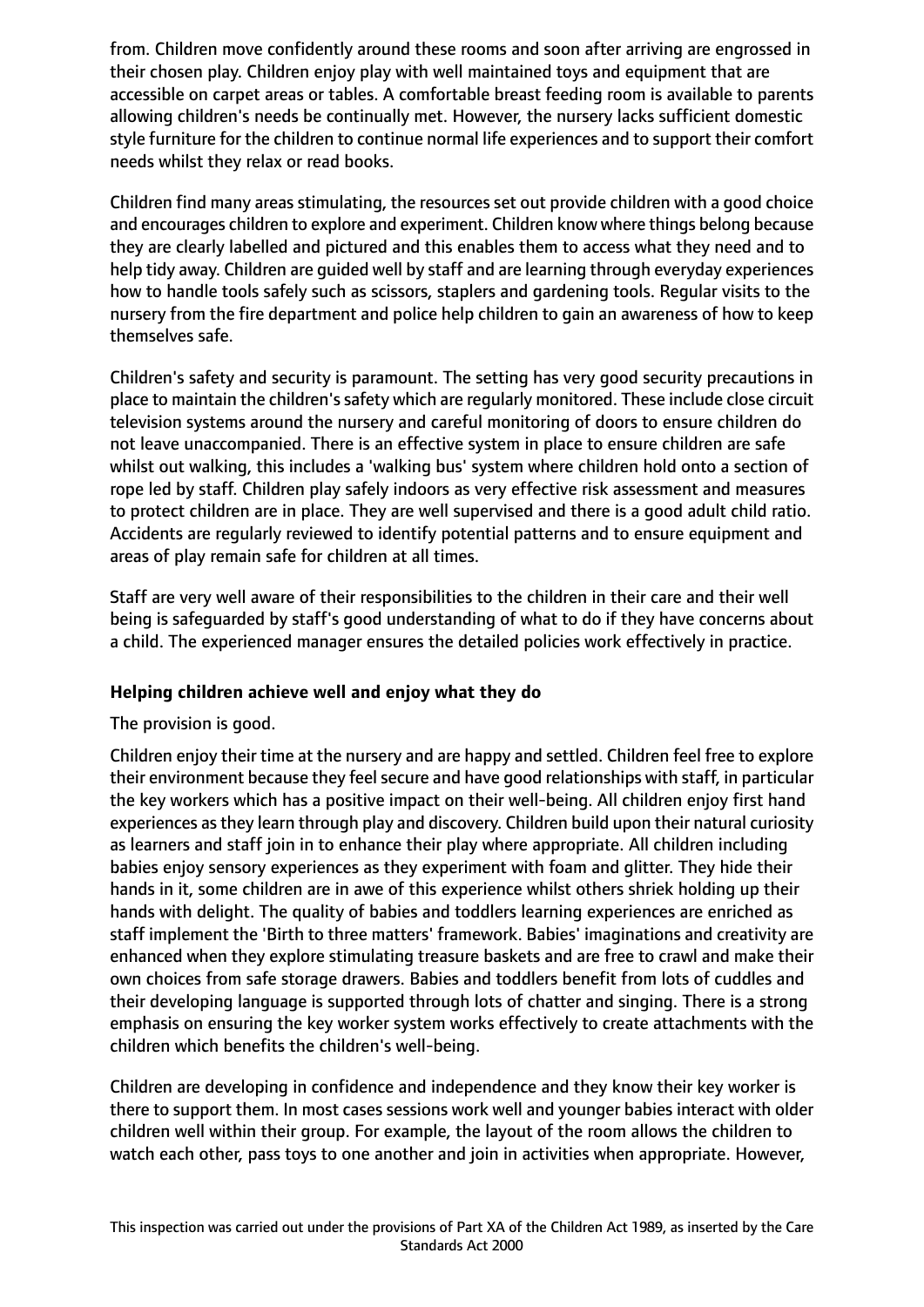from. Children move confidently around these rooms and soon after arriving are engrossed in their chosen play. Children enjoy play with well maintained toys and equipment that are accessible on carpet areas or tables. A comfortable breast feeding room is available to parents allowing children's needs be continually met. However, the nursery lacks sufficient domestic style furniture for the children to continue normal life experiences and to support their comfort needs whilst they relax or read books.

Children find many areas stimulating, the resources set out provide children with a good choice and encourages children to explore and experiment. Children know where things belong because they are clearly labelled and pictured and this enables them to access what they need and to help tidy away. Children are guided well by staff and are learning through everyday experiences how to handle tools safely such as scissors, staplers and gardening tools. Regular visits to the nursery from the fire department and police help children to gain an awareness of how to keep themselves safe.

Children's safety and security is paramount. The setting has very good security precautions in place to maintain the children's safety which are regularly monitored. These include close circuit television systems around the nursery and careful monitoring of doors to ensure children do not leave unaccompanied. There is an effective system in place to ensure children are safe whilst out walking, this includes a 'walking bus' system where children hold onto a section of rope led by staff. Children play safely indoors as very effective risk assessment and measures to protect children are in place. They are well supervised and there is a good adult child ratio. Accidents are regularly reviewed to identify potential patterns and to ensure equipment and areas of play remain safe for children at all times.

Staff are very well aware of their responsibilities to the children in their care and their well being is safeguarded by staff's good understanding of what to do if they have concerns about a child. The experienced manager ensures the detailed policies work effectively in practice.

### Helping children achieve well and enjoy what they do

The provision is good.

Children enjoy their time at the nursery and are happy and settled. Children feel free to explore their environment because they feel secure and have good relationships with staff, in particular the key workers which has a positive impact on their well-being. All children enjoy first hand experiences as they learn through play and discovery. Children build upon their natural curiosity as learners and staff join in to enhance their play where appropriate. All children including babies enjoy sensory experiences as they experiment with foam and glitter. They hide their hands in it, some children are in awe of this experience whilst others shriek holding up their hands with delight. The quality of babies and toddlers learning experiences are enriched as staff implement the 'Birth to three matters' framework. Babies' imaginations and creativity are enhanced when they explore stimulating treasure baskets and are free to crawl and make their own choices from safe storage drawers. Babies and toddlers benefit from lots of cuddles and their developing language is supported through lots of chatter and singing. There is a strong emphasis on ensuring the key worker system works effectively to create attachments with the children which benefits the children's well-being.

Children are developing in confidence and independence and they know their key worker is there to support them. In most cases sessions work well and younger babies interact with older children well within their group. For example, the layout of the room allows the children to watch each other, pass toys to one another and join in activities when appropriate. However,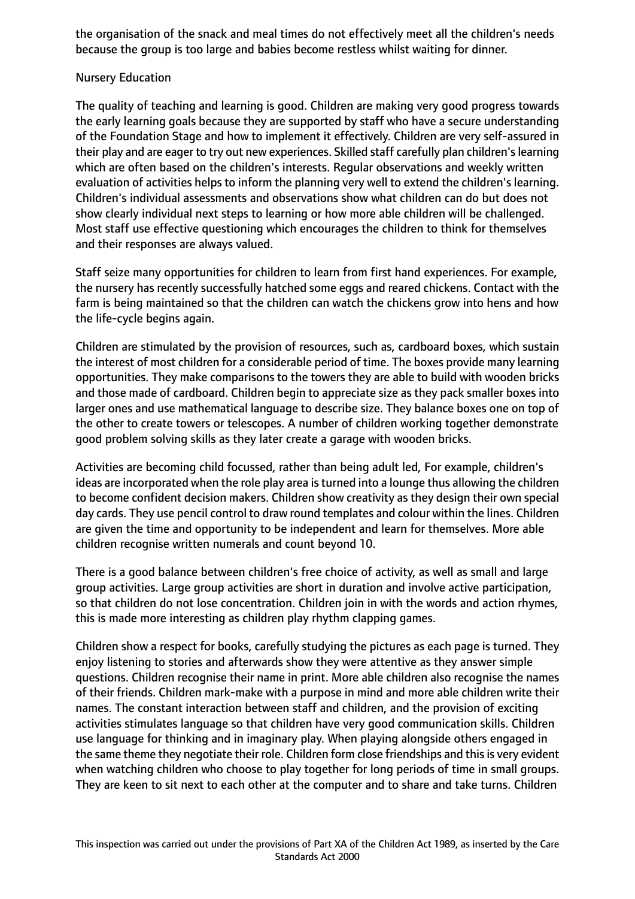the organisation of the snack and meal times do not effectively meet all the children's needs because the group is too large and babies become restless whilst waiting for dinner.

Nursery Education

The quality of teaching and learning is good. Children are making very good progress towards the early learning goals because they are supported by staff who have a secure understanding of the Foundation Stage and how to implement it effectively. Children are very self-assured in their play and are eager to try out new experiences. Skilled staff carefully plan children's learning which are often based on the children's interests. Regular observations and weekly written evaluation of activities helps to inform the planning very well to extend the children's learning. Children's individual assessments and observations show what children can do but does not show clearly individual next steps to learning or how more able children will be challenged. Most staff use effective questioning which encourages the children to think for themselves and their responses are always valued.

Staff seize many opportunities for children to learn from first hand experiences. For example, the nursery has recently successfully hatched some eggs and reared chickens. Contact with the farm is being maintained so that the children can watch the chickens grow into hens and how the life-cycle begins again.

Children are stimulated by the provision of resources, such as, cardboard boxes, which sustain the interest of most children for a considerable period of time. The boxes provide many learning opportunities. They make comparisons to the towers they are able to build with wooden bricks and those made of cardboard. Children begin to appreciate size as they pack smaller boxes into larger ones and use mathematical language to describe size. They balance boxes one on top of the other to create towers or telescopes. A number of children working together demonstrate good problem solving skills as they later create a garage with wooden bricks.

Activities are becoming child focussed, rather than being adult led, For example, children's ideas are incorporated when the role play area is turned into a lounge thus allowing the children to become confident decision makers. Children show creativity as they design their own special day cards. They use pencil control to draw round templates and colour within the lines. Children are given the time and opportunity to be independent and learn for themselves. More able children recognise written numerals and count beyond 10.

There is a good balance between children's free choice of activity, as well as small and large group activities. Large group activities are short in duration and involve active participation, so that children do not lose concentration. Children join in with the words and action rhymes, this is made more interesting as children play rhythm clapping games.

Children show a respect for books, carefully studying the pictures as each page is turned. They enjoy listening to stories and afterwards show they were attentive as they answer simple questions. Children recognise their name in print. More able children also recognise the names of their friends. Children mark-make with a purpose in mind and more able children write their names. The constant interaction between staff and children, and the provision of exciting activities stimulates language so that children have very good communication skills. Children use language for thinking and in imaginary play. When playing alongside others engaged in the same theme they negotiate their role. Children form close friendships and this is very evident when watching children who choose to play together for long periods of time in small groups. They are keen to sit next to each other at the computer and to share and take turns. Children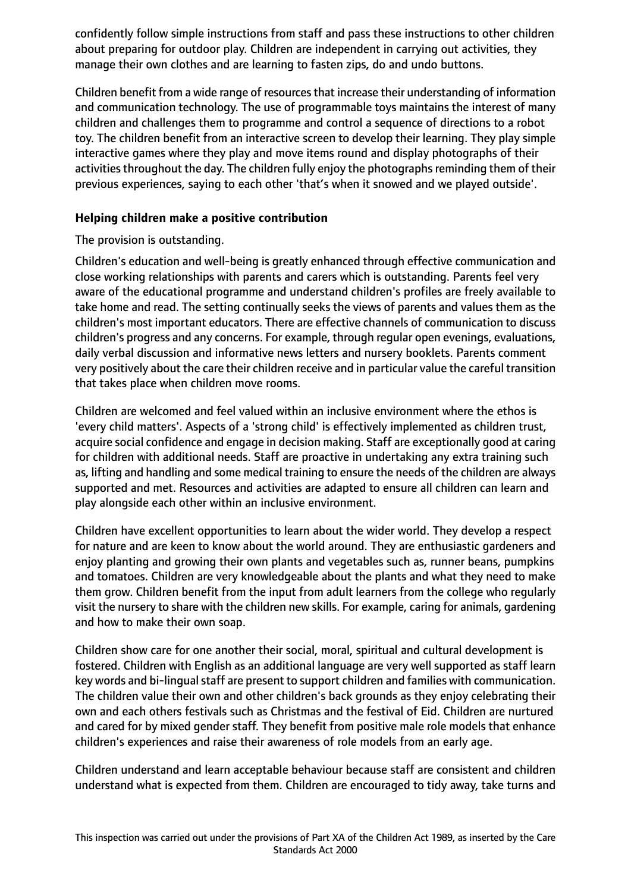confidently follow simple instructions from staff and pass these instructions to other children about preparing for outdoor play. Children are independent in carrying out activities, they manage their own clothes and are learning to fasten zips, do and undo buttons.

Children benefit from a wide range of resources that increase their understanding of information and communication technology. The use of programmable toys maintains the interest of many children and challenges them to programme and control a sequence of directions to a robot toy. The children benefit from an interactive screen to develop their learning. They play simple interactive games where they play and move items round and display photographs of their activities throughout the day. The children fully enjoy the photographs reminding them of their previous experiences, saying to each other 'that's when it snowed and we played outside'.

**Helping children make a positive contribution**

The provision is outstanding.

Children's education and well-being is greatly enhanced through effective communication and close working relationships with parents and carers which is outstanding. Parents feel very aware of the educational programme and understand children's profiles are freely available to take home and read. The setting continually seeks the views of parents and values them as the children's most important educators. There are effective channels of communication to discuss children's progress and any concerns. For example, through regular open evenings, evaluations, daily verbal discussion and informative news letters and nursery booklets. Parents comment very positively about the care their children receive and in particular value the careful transition that takes place when children move rooms.

Children are welcomed and feel valued within an inclusive environment where the ethos is 'every child matters'. Aspects of a 'strong child' is effectively implemented as children trust, acquire social confidence and engage in decision making. Staff are exceptionally good at caring for children with additional needs. Staff are proactive in undertaking any extra training such as, lifting and handling and some medical training to ensure the needs of the children are always supported and met. Resources and activities are adapted to ensure all children can learn and play alongside each other within an inclusive environment.

Children have excellent opportunities to learn about the wider world. They develop a respect for nature and are keen to know about the world around. They are enthusiastic gardeners and enjoy planting and growing their own plants and vegetables such as, runner beans, pumpkins and tomatoes. Children are very knowledgeable about the plants and what they need to make them grow. Children benefit from the input from adult learners from the college who regularly visit the nursery to share with the children new skills. For example, caring for animals, gardening and how to make their own soap.

Children show care for one another their social, moral, spiritual and cultural development is fostered. Children with English as an additional language are very well supported as staff learn key words and bi-lingual staff are present to support children and families with communication. The children value their own and other children's back grounds as they enjoy celebrating their own and each others festivals such as Christmas and the festival of Eid. Children are nurtured and cared for by mixed gender staff. They benefit from positive male role models that enhance children's experiences and raise their awareness of role models from an early age.

Children understand and learn acceptable behaviour because staff are consistent and children understand what is expected from them. Children are encouraged to tidy away, take turns and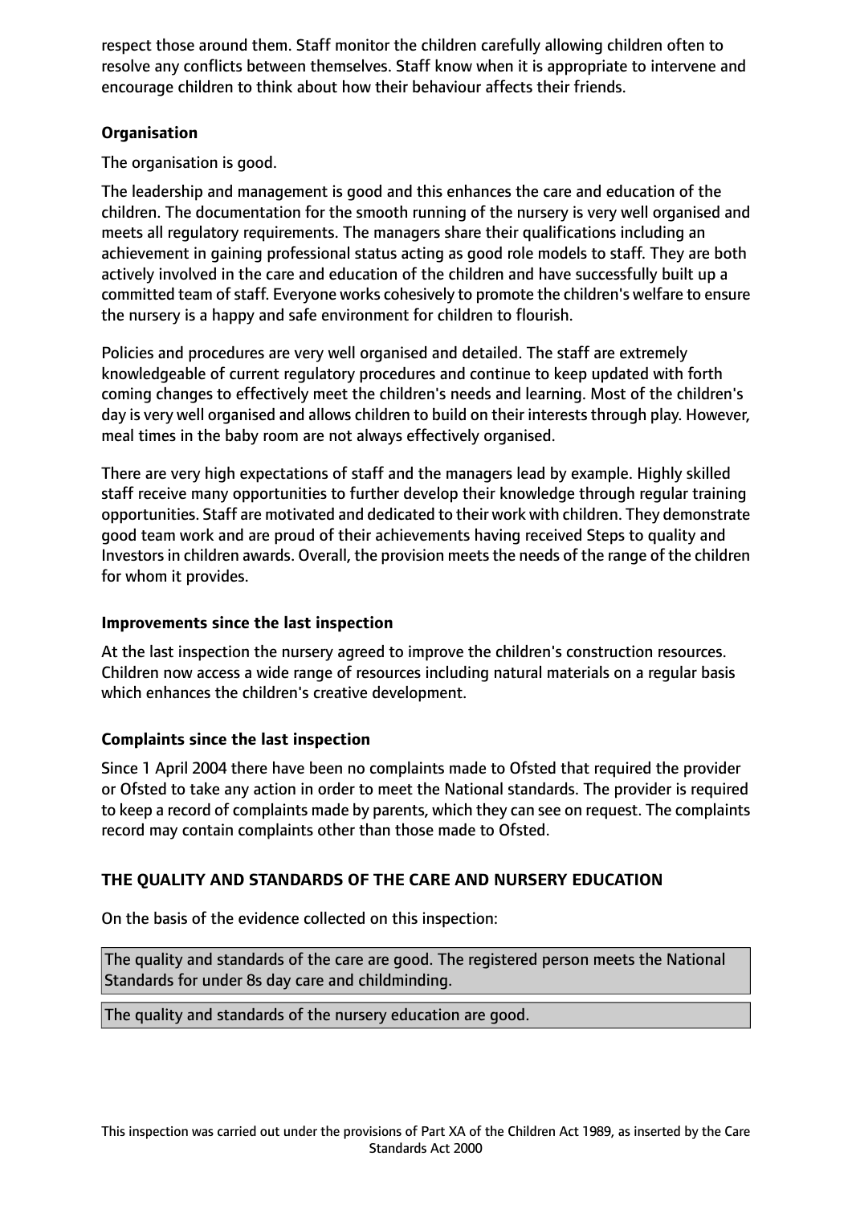respect those around them. Staff monitor the children carefully allowing children often to resolve any conflicts between themselves. Staff know when it is appropriate to intervene and encourage children to think about how their behaviour affects their friends.

**Organisation**

The organisation is good.

The leadership and management is good and this enhances the care and education of the children. The documentation for the smooth running of the nursery is very well organised and meets all regulatory requirements. The managers share their qualifications including an achievement in gaining professional status acting as good role models to staff. They are both actively involved in the care and education of the children and have successfully built up a committed team of staff. Everyone works cohesively to promote the children's welfare to ensure the nursery is a happy and safe environment for children to flourish.

Policies and procedures are very well organised and detailed. The staff are extremely knowledgeable of current regulatory procedures and continue to keep updated with forth coming changes to effectively meet the children's needs and learning. Most of the children's day is very well organised and allows children to build on their interests through play. However, meal times in the baby room are not always effectively organised.

There are very high expectations of staff and the managers lead by example. Highly skilled staff receive many opportunities to further develop their knowledge through regular training opportunities. Staff are motivated and dedicated to their work with children. They demonstrate good team work and are proud of their achievements having received Steps to quality and Investors in children awards. Overall, the provision meets the needs of the range of the children for whom it provides.

**Improvements since the last inspection**

At the last inspection the nursery agreed to improve the children's construction resources. Children now access a wide range of resources including natural materials on a regular basis which enhances the children's creative development.

**Complaints since the last inspection**

Since 1 April 2004 there have been no complaints made to Ofsted that required the provider or Ofsted to take any action in order to meet the National standards. The provider is required to keep a record of complaints made by parents, which they can see on request. The complaints record may contain complaints other than those made to Ofsted.

**THE QUALITY AND STANDARDS OF THE CARE AND NURSERY EDUCATION**

On the basis of the evidence collected on this inspection:

The quality and standards of the care are good. The registered person meets the National Standards for under 8s day care and childminding.

The quality and standards of the nursery education are good.

This inspection was carried out under the provisions of Part XA of the Children Act 1989, as inserted by the Care Standards Act 2000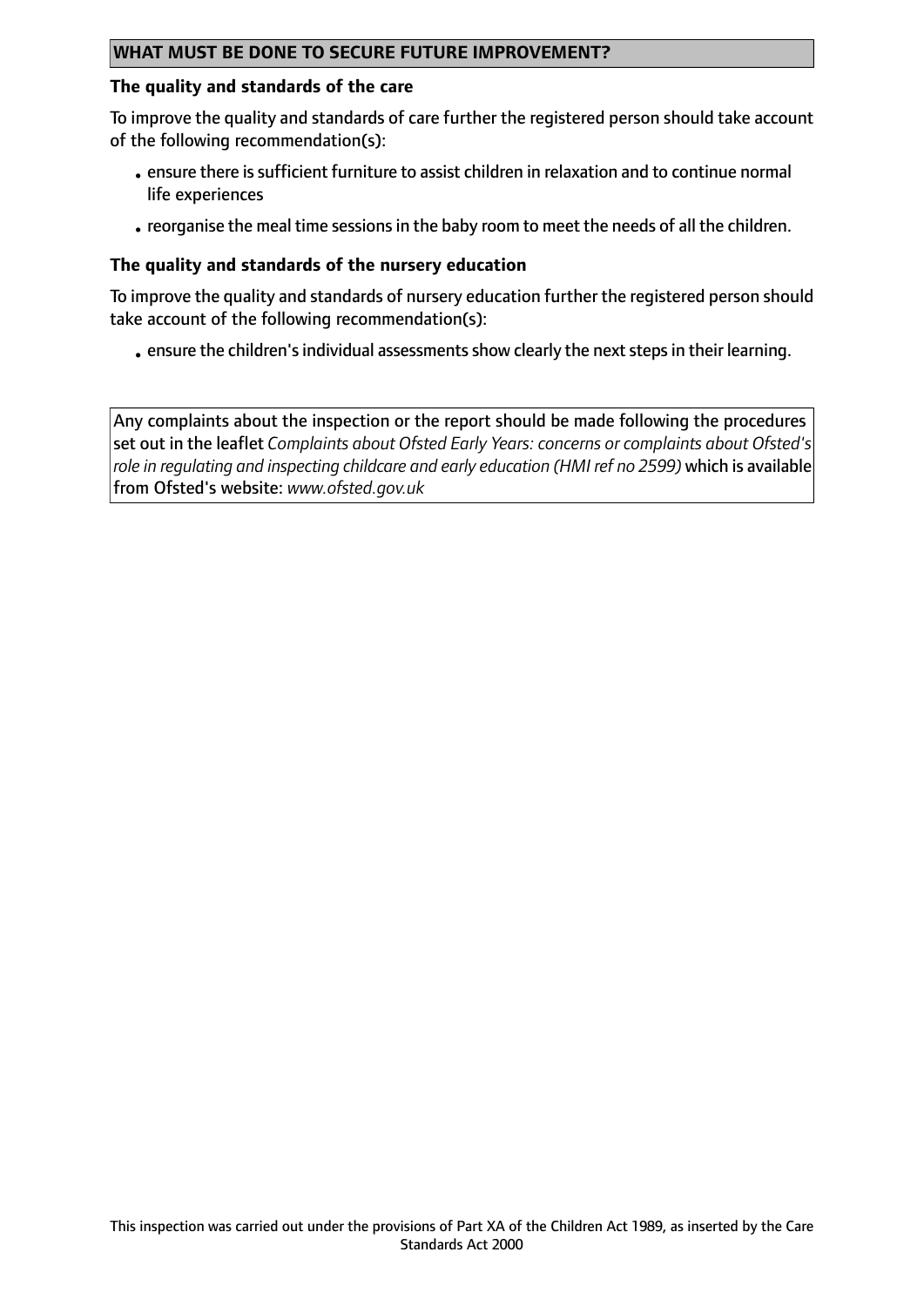## WHAT MUST BE DONE TO SECURE FUTURE IMPROVEMENT?

### The quality and standards of the care

To improve the quality and standards of care further the registered person should take account of the following recommendation(s):

- ensure there is sufficient furniture to assist children in relaxation and to continue normal life experiences
- reorganise the meal time sessions in the baby room to meet the needs of all the children.

### The quality and standards of the nursery education

To improve the quality and standards of nursery education further the registered person should take account of the following recommendation(s):

- ensure the children's individual assessments show clearly the next steps in their learning.

Any complaints about the inspection or the report should be made following the procedures set out in the leaflet *Complaints about Ofsted Early Years: concerns or complaints about Ofsted's role in regulating and inspecting childcare and early education (HMI ref no 2599)* which is available from Ofsted's website: *www.ofsted.gov.uk*

This inspection was carried out under the provisions of Part XA of the Children Act 1989, as inserted by the Care Standards Act 2000